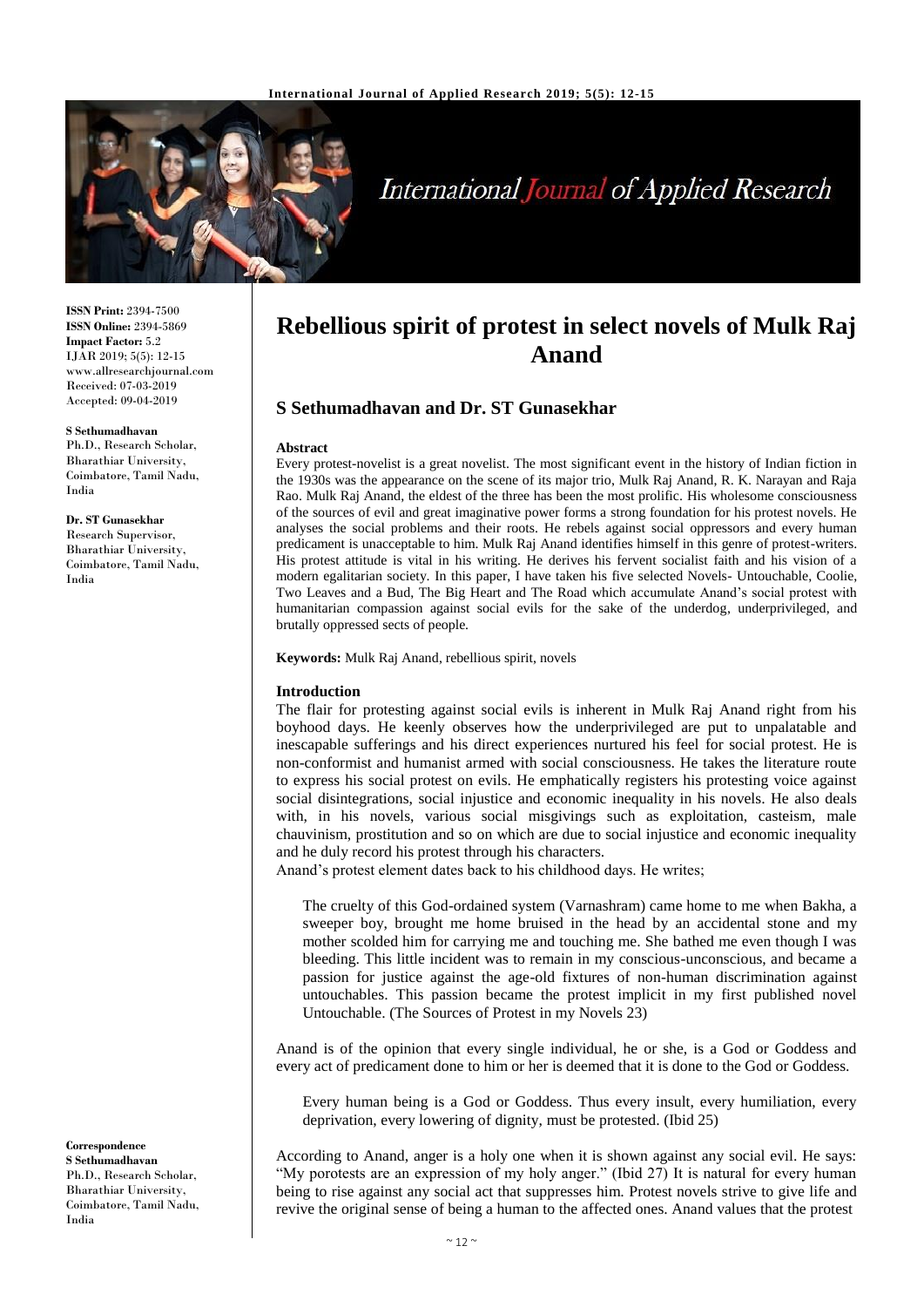# Rebellious spirit of protest in select novels of Mulk Raj Anand

## S Sethumadhavan and Dr. ST Gunasekhar

**ISSN Print:** 2394-7500
**ISSN Online:** 2394-5869
**Impact Factor:** 5.2
IJAR 2019; 5(5): 12-15
www.allresearchjournal.com
Received: 07-03-2019
Accepted: 09-04-2019

**S Sethumadhavan**
Ph.D., Research Scholar, Bharathiar University, Coimbatore, Tamil Nadu, India

**Dr. ST Gunasekhar**
Research Supervisor, Bharathiar University, Coimbatore, Tamil Nadu, India

**Correspondence**
**S Sethumadhavan**
Ph.D., Research Scholar, Bharathiar University, Coimbatore, Tamil Nadu, India

### Abstract

Every protest-novelist is a great novelist. The most significant event in the history of Indian fiction in the 1930s was the appearance on the scene of its major trio, Mulk Raj Anand, R. K. Narayan and Raja Rao. Mulk Raj Anand, the eldest of the three has been the most prolific. His wholesome consciousness of the sources of evil and great imaginative power forms a strong foundation for his protest novels. He analyses the social problems and their roots. He rebels against social oppressors and every human predicament is unacceptable to him. Mulk Raj Anand identifies himself in this genre of protest-writers. His protest attitude is vital in his writing. He derives his fervent socialist faith and his vision of a modern egalitarian society. In this paper, I have taken his five selected Novels- Untouchable, Coolie, Two Leaves and a Bud, The Big Heart and The Road which accumulate Anand's social protest with humanitarian compassion against social evils for the sake of the underdog, underprivileged, and brutally oppressed sects of people.

**Keywords:** Mulk Raj Anand, rebellious spirit, novels

### Introduction

The flair for protesting against social evils is inherent in Mulk Raj Anand right from his boyhood days. He keenly observes how the underprivileged are put to unpalatable and inescapable sufferings and his direct experiences nurtured his feel for social protest. He is non-conformist and humanist armed with social consciousness. He takes the literature route to express his social protest on evils. He emphatically registers his protesting voice against social disintegrations, social injustice and economic inequality in his novels. He also deals with, in his novels, various social misgivings such as exploitation, casteism, male chauvinism, prostitution and so on which are due to social injustice and economic inequality and he duly record his protest through his characters.

Anand's protest element dates back to his childhood days. He writes;

> The cruelty of this God-ordained system (Varnashram) came home to me when Bakha, a sweeper boy, brought me home bruised in the head by an accidental stone and my mother scolded him for carrying me and touching me. She bathed me even though I was bleeding. This little incident was to remain in my conscious-unconscious, and became a passion for justice against the age-old fixtures of non-human discrimination against untouchables. This passion became the protest implicit in my first published novel Untouchable. (The Sources of Protest in my Novels 23)

Anand is of the opinion that every single individual, he or she, is a God or Goddess and every act of predicament done to him or her is deemed that it is done to the God or Goddess.

> Every human being is a God or Goddess. Thus every insult, every humiliation, every deprivation, every lowering of dignity, must be protested. (Ibid 25)

According to Anand, anger is a holy one when it is shown against any social evil. He says: "My porotests are an expression of my holy anger." (Ibid 27) It is natural for every human being to rise against any social act that suppresses him. Protest novels strive to give life and revive the original sense of being a human to the affected ones. Anand values that the protest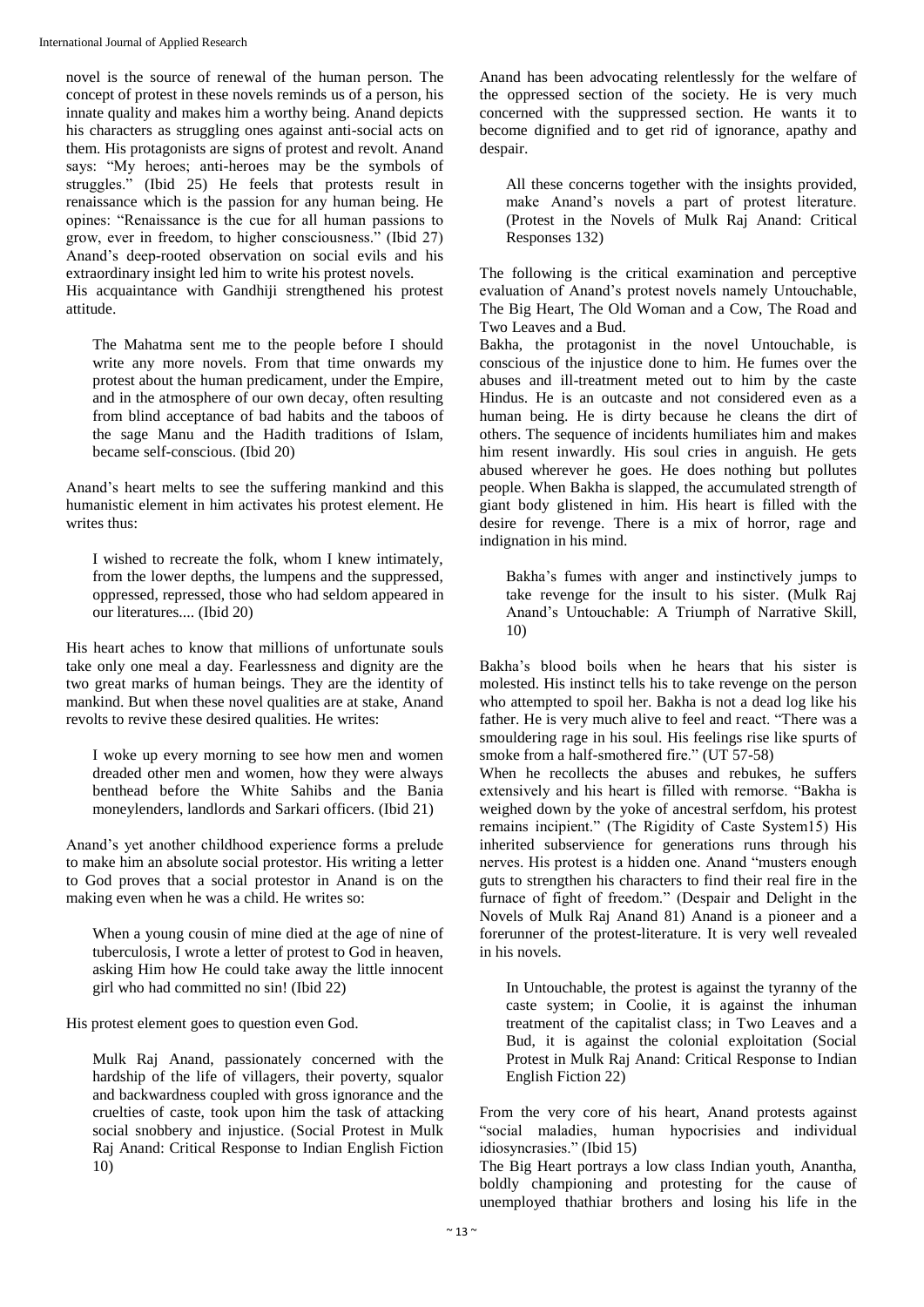novel is the source of renewal of the human person. The concept of protest in these novels reminds us of a person, his innate quality and makes him a worthy being. Anand depicts his characters as struggling ones against anti-social acts on them. His protagonists are signs of protest and revolt. Anand says: "My heroes; anti-heroes may be the symbols of struggles." (Ibid 25) He feels that protests result in renaissance which is the passion for any human being. He opines: "Renaissance is the cue for all human passions to grow, ever in freedom, to higher consciousness." (Ibid 27) Anand's deep-rooted observation on social evils and his extraordinary insight led him to write his protest novels.

His acquaintance with Gandhiji strengthened his protest attitude.

> The Mahatma sent me to the people before I should write any more novels. From that time onwards my protest about the human predicament, under the Empire, and in the atmosphere of our own decay, often resulting from blind acceptance of bad habits and the taboos of the sage Manu and the Hadith traditions of Islam, became self-conscious. (Ibid 20)

Anand's heart melts to see the suffering mankind and this humanistic element in him activates his protest element. He writes thus:

> I wished to recreate the folk, whom I knew intimately, from the lower depths, the lumpens and the suppressed, oppressed, repressed, those who had seldom appeared in our literatures.... (Ibid 20)

His heart aches to know that millions of unfortunate souls take only one meal a day. Fearlessness and dignity are the two great marks of human beings. They are the identity of mankind. But when these novel qualities are at stake, Anand revolts to revive these desired qualities. He writes:

> I woke up every morning to see how men and women dreaded other men and women, how they were always benthead before the White Sahibs and the Bania moneylenders, landlords and Sarkari officers. (Ibid 21)

Anand's yet another childhood experience forms a prelude to make him an absolute social protestor. His writing a letter to God proves that a social protestor in Anand is on the making even when he was a child. He writes so:

> When a young cousin of mine died at the age of nine of tuberculosis, I wrote a letter of protest to God in heaven, asking Him how He could take away the little innocent girl who had committed no sin! (Ibid 22)

His protest element goes to question even God.

> Mulk Raj Anand, passionately concerned with the hardship of the life of villagers, their poverty, squalor and backwardness coupled with gross ignorance and the cruelties of caste, took upon him the task of attacking social snobbery and injustice. (Social Protest in Mulk Raj Anand: Critical Response to Indian English Fiction 10)

Anand has been advocating relentlessly for the welfare of the oppressed section of the society. He is very much concerned with the suppressed section. He wants it to become dignified and to get rid of ignorance, apathy and despair.

> All these concerns together with the insights provided, make Anand's novels a part of protest literature. (Protest in the Novels of Mulk Raj Anand: Critical Responses 132)

The following is the critical examination and perceptive evaluation of Anand's protest novels namely Untouchable, The Big Heart, The Old Woman and a Cow, The Road and Two Leaves and a Bud.

Bakha, the protagonist in the novel Untouchable, is conscious of the injustice done to him. He fumes over the abuses and ill-treatment meted out to him by the caste Hindus. He is an outcaste and not considered even as a human being. He is dirty because he cleans the dirt of others. The sequence of incidents humiliates him and makes him resent inwardly. His soul cries in anguish. He gets abused wherever he goes. He does nothing but pollutes people. When Bakha is slapped, the accumulated strength of giant body glistened in him. His heart is filled with the desire for revenge. There is a mix of horror, rage and indignation in his mind.

> Bakha's fumes with anger and instinctively jumps to take revenge for the insult to his sister. (Mulk Raj Anand's Untouchable: A Triumph of Narrative Skill, 10)

Bakha's blood boils when he hears that his sister is molested. His instinct tells his to take revenge on the person who attempted to spoil her. Bakha is not a dead log like his father. He is very much alive to feel and react. "There was a smouldering rage in his soul. His feelings rise like spurts of smoke from a half-smothered fire." (UT 57-58)

When he recollects the abuses and rebukes, he suffers extensively and his heart is filled with remorse. "Bakha is weighed down by the yoke of ancestral serfdom, his protest remains incipient." (The Rigidity of Caste System15) His inherited subservience for generations runs through his nerves. His protest is a hidden one. Anand "musters enough guts to strengthen his characters to find their real fire in the furnace of fight of freedom." (Despair and Delight in the Novels of Mulk Raj Anand 81) Anand is a pioneer and a forerunner of the protest-literature. It is very well revealed in his novels.

> In Untouchable, the protest is against the tyranny of the caste system; in Coolie, it is against the inhuman treatment of the capitalist class; in Two Leaves and a Bud, it is against the colonial exploitation (Social Protest in Mulk Raj Anand: Critical Response to Indian English Fiction 22)

From the very core of his heart, Anand protests against "social maladies, human hypocrisies and individual idiosyncrasies." (Ibid 15)

The Big Heart portrays a low class Indian youth, Anantha, boldly championing and protesting for the cause of unemployed thathiar brothers and losing his life in the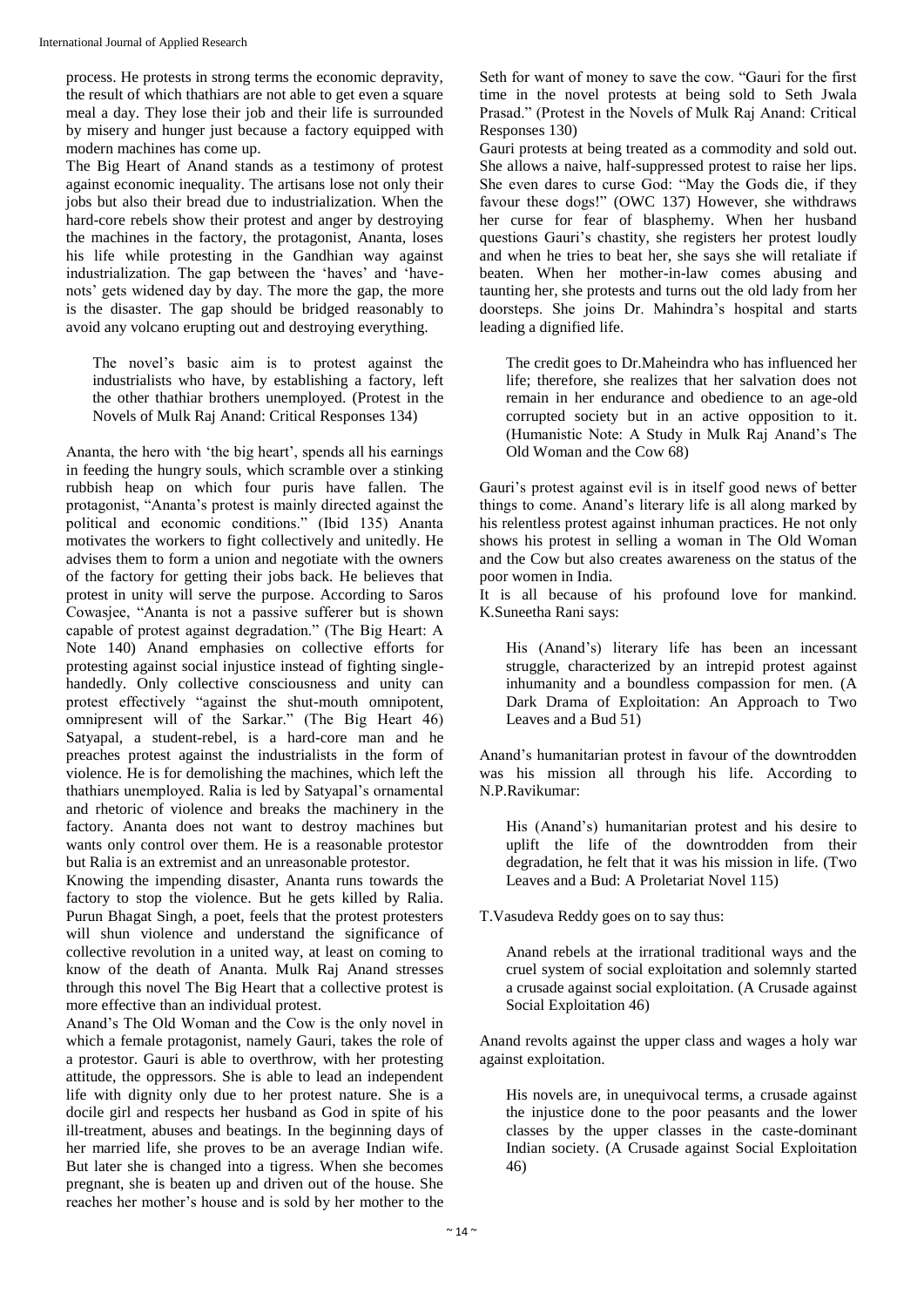process. He protests in strong terms the economic depravity, the result of which thathiars are not able to get even a square meal a day. They lose their job and their life is surrounded by misery and hunger just because a factory equipped with modern machines has come up.

The Big Heart of Anand stands as a testimony of protest against economic inequality. The artisans lose not only their jobs but also their bread due to industrialization. When the hard-core rebels show their protest and anger by destroying the machines in the factory, the protagonist, Ananta, loses his life while protesting in the Gandhian way against industrialization. The gap between the 'haves' and 'have-nots' gets widened day by day. The more the gap, the more is the disaster. The gap should be bridged reasonably to avoid any volcano erupting out and destroying everything.

> The novel's basic aim is to protest against the industrialists who have, by establishing a factory, left the other thathiar brothers unemployed. (Protest in the Novels of Mulk Raj Anand: Critical Responses 134)

Ananta, the hero with 'the big heart', spends all his earnings in feeding the hungry souls, which scramble over a stinking rubbish heap on which four puris have fallen. The protagonist, "Ananta's protest is mainly directed against the political and economic conditions." (Ibid 135) Ananta motivates the workers to fight collectively and unitedly. He advises them to form a union and negotiate with the owners of the factory for getting their jobs back. He believes that protest in unity will serve the purpose. According to Saros Cowasjee, "Ananta is not a passive sufferer but is shown capable of protest against degradation." (The Big Heart: A Note 140) Anand emphasies on collective efforts for protesting against social injustice instead of fighting single-handedly. Only collective consciousness and unity can protest effectively "against the shut-mouth omnipotent, omnipresent will of the Sarkar." (The Big Heart 46) Satyapal, a student-rebel, is a hard-core man and he preaches protest against the industrialists in the form of violence. He is for demolishing the machines, which left the thathiars unemployed. Ralia is led by Satyapal's ornamental and rhetoric of violence and breaks the machinery in the factory. Ananta does not want to destroy machines but wants only control over them. He is a reasonable protestor but Ralia is an extremist and an unreasonable protestor.

Knowing the impending disaster, Ananta runs towards the factory to stop the violence. But he gets killed by Ralia. Purun Bhagat Singh, a poet, feels that the protest protesters will shun violence and understand the significance of collective revolution in a united way, at least on coming to know of the death of Ananta. Mulk Raj Anand stresses through this novel The Big Heart that a collective protest is more effective than an individual protest.

Anand's The Old Woman and the Cow is the only novel in which a female protagonist, namely Gauri, takes the role of a protestor. Gauri is able to overthrow, with her protesting attitude, the oppressors. She is able to lead an independent life with dignity only due to her protest nature. She is a docile girl and respects her husband as God in spite of his ill-treatment, abuses and beatings. In the beginning days of her married life, she proves to be an average Indian wife. But later she is changed into a tigress. When she becomes pregnant, she is beaten up and driven out of the house. She reaches her mother's house and is sold by her mother to the Seth for want of money to save the cow. "Gauri for the first time in the novel protests at being sold to Seth Jwala Prasad." (Protest in the Novels of Mulk Raj Anand: Critical Responses 130)

Gauri protests at being treated as a commodity and sold out. She allows a naive, half-suppressed protest to raise her lips. She even dares to curse God: "May the Gods die, if they favour these dogs!" (OWC 137) However, she withdraws her curse for fear of blasphemy. When her husband questions Gauri's chastity, she registers her protest loudly and when he tries to beat her, she says she will retaliate if beaten. When her mother-in-law comes abusing and taunting her, she protests and turns out the old lady from her doorsteps. She joins Dr. Mahindra's hospital and starts leading a dignified life.

> The credit goes to Dr.Maheindra who has influenced her life; therefore, she realizes that her salvation does not remain in her endurance and obedience to an age-old corrupted society but in an active opposition to it. (Humanistic Note: A Study in Mulk Raj Anand's The Old Woman and the Cow 68)

Gauri's protest against evil is in itself good news of better things to come. Anand's literary life is all along marked by his relentless protest against inhuman practices. He not only shows his protest in selling a woman in The Old Woman and the Cow but also creates awareness on the status of the poor women in India.

It is all because of his profound love for mankind. K.Suneetha Rani says:

> His (Anand's) literary life has been an incessant struggle, characterized by an intrepid protest against inhumanity and a boundless compassion for men. (A Dark Drama of Exploitation: An Approach to Two Leaves and a Bud 51)

Anand's humanitarian protest in favour of the downtrodden was his mission all through his life. According to N.P.Ravikumar:

> His (Anand's) humanitarian protest and his desire to uplift the life of the downtrodden from their degradation, he felt that it was his mission in life. (Two Leaves and a Bud: A Proletariat Novel 115)

T.Vasudeva Reddy goes on to say thus:

> Anand rebels at the irrational traditional ways and the cruel system of social exploitation and solemnly started a crusade against social exploitation. (A Crusade against Social Exploitation 46)

Anand revolts against the upper class and wages a holy war against exploitation.

> His novels are, in unequivocal terms, a crusade against the injustice done to the poor peasants and the lower classes by the upper classes in the caste-dominant Indian society. (A Crusade against Social Exploitation 46)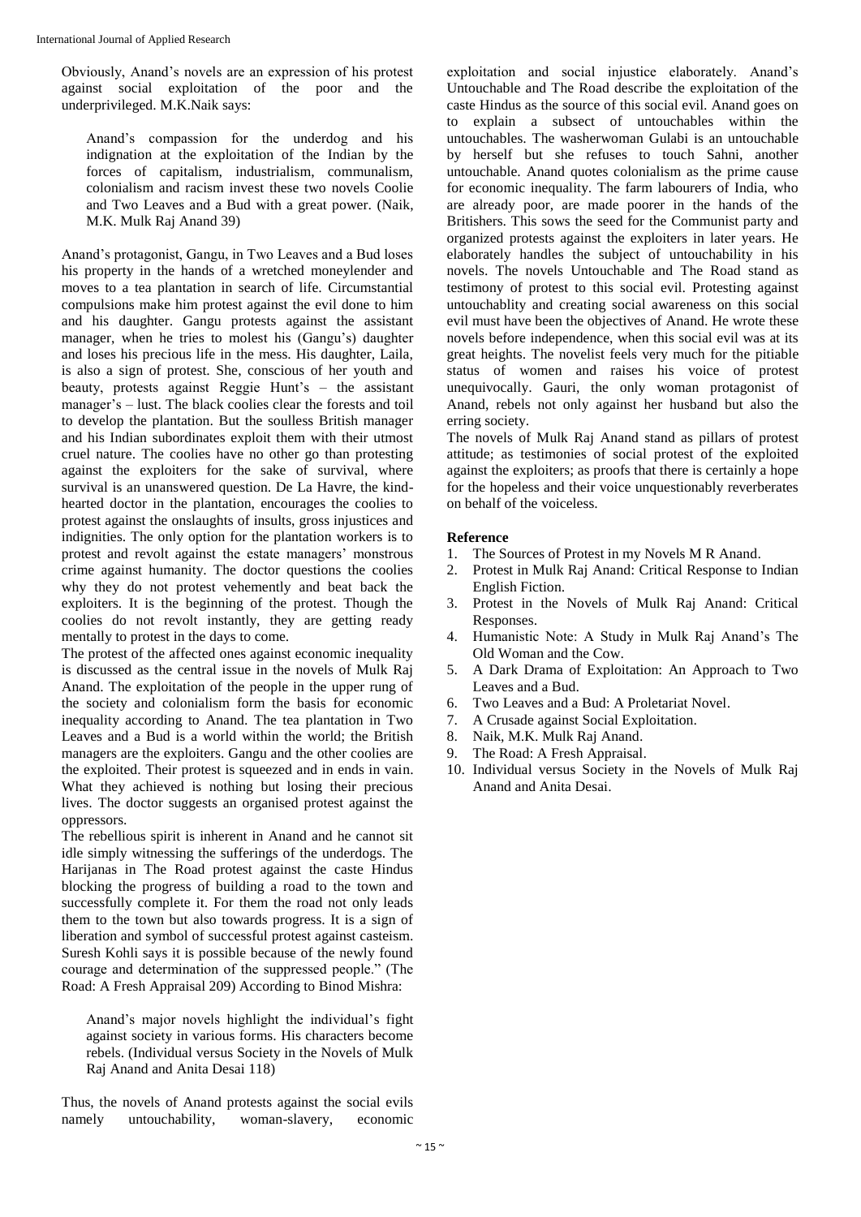Obviously, Anand's novels are an expression of his protest against social exploitation of the poor and the underprivileged. M.K.Naik says:

> Anand's compassion for the underdog and his indignation at the exploitation of the Indian by the forces of capitalism, industrialism, communalism, colonialism and racism invest these two novels Coolie and Two Leaves and a Bud with a great power. (Naik, M.K. Mulk Raj Anand 39)

Anand's protagonist, Gangu, in Two Leaves and a Bud loses his property in the hands of a wretched moneylender and moves to a tea plantation in search of life. Circumstantial compulsions make him protest against the evil done to him and his daughter. Gangu protests against the assistant manager, when he tries to molest his (Gangu's) daughter and loses his precious life in the mess. His daughter, Laila, is also a sign of protest. She, conscious of her youth and beauty, protests against Reggie Hunt's – the assistant manager's – lust. The black coolies clear the forests and toil to develop the plantation. But the soulless British manager and his Indian subordinates exploit them with their utmost cruel nature. The coolies have no other go than protesting against the exploiters for the sake of survival, where survival is an unanswered question. De La Havre, the kind-hearted doctor in the plantation, encourages the coolies to protest against the onslaughts of insults, gross injustices and indignities. The only option for the plantation workers is to protest and revolt against the estate managers' monstrous crime against humanity. The doctor questions the coolies why they do not protest vehemently and beat back the exploiters. It is the beginning of the protest. Though the coolies do not revolt instantly, they are getting ready mentally to protest in the days to come.

The protest of the affected ones against economic inequality is discussed as the central issue in the novels of Mulk Raj Anand. The exploitation of the people in the upper rung of the society and colonialism form the basis for economic inequality according to Anand. The tea plantation in Two Leaves and a Bud is a world within the world; the British managers are the exploiters. Gangu and the other coolies are the exploited. Their protest is squeezed and in ends in vain. What they achieved is nothing but losing their precious lives. The doctor suggests an organised protest against the oppressors.

The rebellious spirit is inherent in Anand and he cannot sit idle simply witnessing the sufferings of the underdogs. The Harijanas in The Road protest against the caste Hindus blocking the progress of building a road to the town and successfully complete it. For them the road not only leads them to the town but also towards progress. It is a sign of liberation and symbol of successful protest against casteism. Suresh Kohli says it is possible because of the newly found courage and determination of the suppressed people." (The Road: A Fresh Appraisal 209) According to Binod Mishra:

> Anand's major novels highlight the individual's fight against society in various forms. His characters become rebels. (Individual versus Society in the Novels of Mulk Raj Anand and Anita Desai 118)

Thus, the novels of Anand protests against the social evils namely untouchability, woman-slavery, economic exploitation and social injustice elaborately. Anand's Untouchable and The Road describe the exploitation of the caste Hindus as the source of this social evil. Anand goes on to explain a subsect of untouchables within the untouchables. The washerwoman Gulabi is an untouchable by herself but she refuses to touch Sahni, another untouchable. Anand quotes colonialism as the prime cause for economic inequality. The farm labourers of India, who are already poor, are made poorer in the hands of the Britishers. This sows the seed for the Communist party and organized protests against the exploiters in later years. He elaborately handles the subject of untouchability in his novels. The novels Untouchable and The Road stand as testimony of protest to this social evil. Protesting against untouchablity and creating social awareness on this social evil must have been the objectives of Anand. He wrote these novels before independence, when this social evil was at its great heights. The novelist feels very much for the pitiable status of women and raises his voice of protest unequivocally. Gauri, the only woman protagonist of Anand, rebels not only against her husband but also the erring society.

The novels of Mulk Raj Anand stand as pillars of protest attitude; as testimonies of social protest of the exploited against the exploiters; as proofs that there is certainly a hope for the hopeless and their voice unquestionably reverberates on behalf of the voiceless.

## Reference

1. The Sources of Protest in my Novels M R Anand.
2. Protest in Mulk Raj Anand: Critical Response to Indian English Fiction.
3. Protest in the Novels of Mulk Raj Anand: Critical Responses.
4. Humanistic Note: A Study in Mulk Raj Anand's The Old Woman and the Cow.
5. A Dark Drama of Exploitation: An Approach to Two Leaves and a Bud.
6. Two Leaves and a Bud: A Proletariat Novel.
7. A Crusade against Social Exploitation.
8. Naik, M.K. Mulk Raj Anand.
9. The Road: A Fresh Appraisal.
10. Individual versus Society in the Novels of Mulk Raj Anand and Anita Desai.